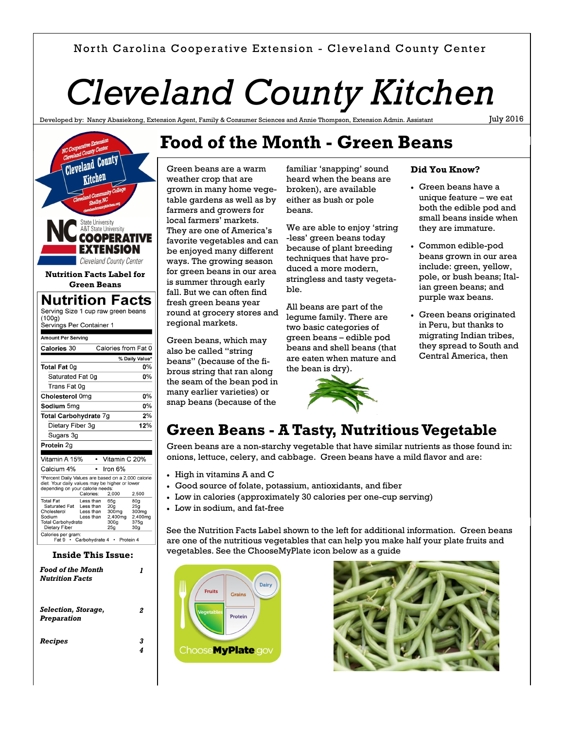North Carolina Cooperative Extension - Cleveland County Center

# Cleveland County Kitchen

Developed by: Nancy Abasiekong, Extension Agent, Family & Consumer Sciences and Annie Thompson, Extension Admin. Assistant

July 2016

**Nutrition Facts Label for Green Beans**

## Nutrition Facts

Serving Size 1 cup raw green beans (100g)
Servings Per Container 1

| Amount Per Serving | |
|---|---|
| **Calories** 30 | Calories from Fat 0 |
| | % Daily Value* |
| **Total Fat** 0g | 0% |
| Saturated Fat 0g | 0% |
| Trans Fat 0g | |
| **Cholesterol** 0mg | 0% |
| **Sodium** 5mg | 0% |
| **Total Carbohydrate** 7g | 2% |
| Dietary Fiber 3g | 12% |
| Sugars 3g | |
| **Protein** 2g | |
| Vitamin A 15% | • Vitamin C 20% |
| Calcium 4% | • Iron 6% |

*Percent Daily Values are based on a 2,000 calorie diet. Your daily values may be higher or lower depending on your calorie needs:

| | Calories: | 2,000 | 2,500 |
|---|---|---|---|
| Total Fat | Less than | 65g | 80g |
| Saturated Fat | Less than | 20g | 25g |
| Cholesterol | Less than | 300mg | 300mg |
| Sodium | Less than | 2,400mg | 2,400mg |
| Total Carbohydrate | | 300g | 375g |
| Dietary Fiber | | 25g | 30g |

Calories per gram:
Fat 9 • Carbohydrate 4 • Protein 4

### Inside This Issue:

| | |
|---|---|
| *Food of the Month Nutrition Facts* | 1 |
| *Selection, Storage, Preparation* | 2 |
| *Recipes* | 3 4 |

# Food of the Month - Green Beans

Green beans are a warm weather crop that are grown in many home vegetable gardens as well as by farmers and growers for local farmers' markets. They are one of America's favorite vegetables and can be enjoyed many different ways. The growing season for green beans in our area is summer through early fall. But we can often find fresh green beans year round at grocery stores and regional markets.

Green beans, which may also be called "string beans" (because of the fibrous string that ran along the seam of the bean pod in many earlier varieties) or snap beans (because of the familiar 'snapping' sound heard when the beans are broken), are available either as bush or pole beans.

We are able to enjoy 'string-less' green beans today because of plant breeding techniques that have produced a more modern, stringless and tasty vegetable.

All beans are part of the legume family. There are two basic categories of green beans – edible pod beans and shell beans (that are eaten when mature and the bean is dry).

**Did You Know?**

- Green beans have a unique feature – we eat both the edible pod and small beans inside when they are immature.
- Common edible-pod beans grown in our area include: green, yellow, pole, or bush beans; Italian green beans; and purple wax beans.
- Green beans originated in Peru, but thanks to migrating Indian tribes, they spread to South and Central America, then

## Green Beans - A Tasty, Nutritious Vegetable

Green beans are a non-starchy vegetable that have similar nutrients as those found in: onions, lettuce, celery, and cabbage. Green beans have a mild flavor and are:

- High in vitamins A and C
- Good source of folate, potassium, antioxidants, and fiber
- Low in calories (approximately 30 calories per one-cup serving)
- Low in sodium, and fat-free

See the Nutrition Facts Label shown to the left for additional information. Green beans are one of the nutritious vegetables that can help you make half your plate fruits and vegetables. See the ChooseMyPlate icon below as a guide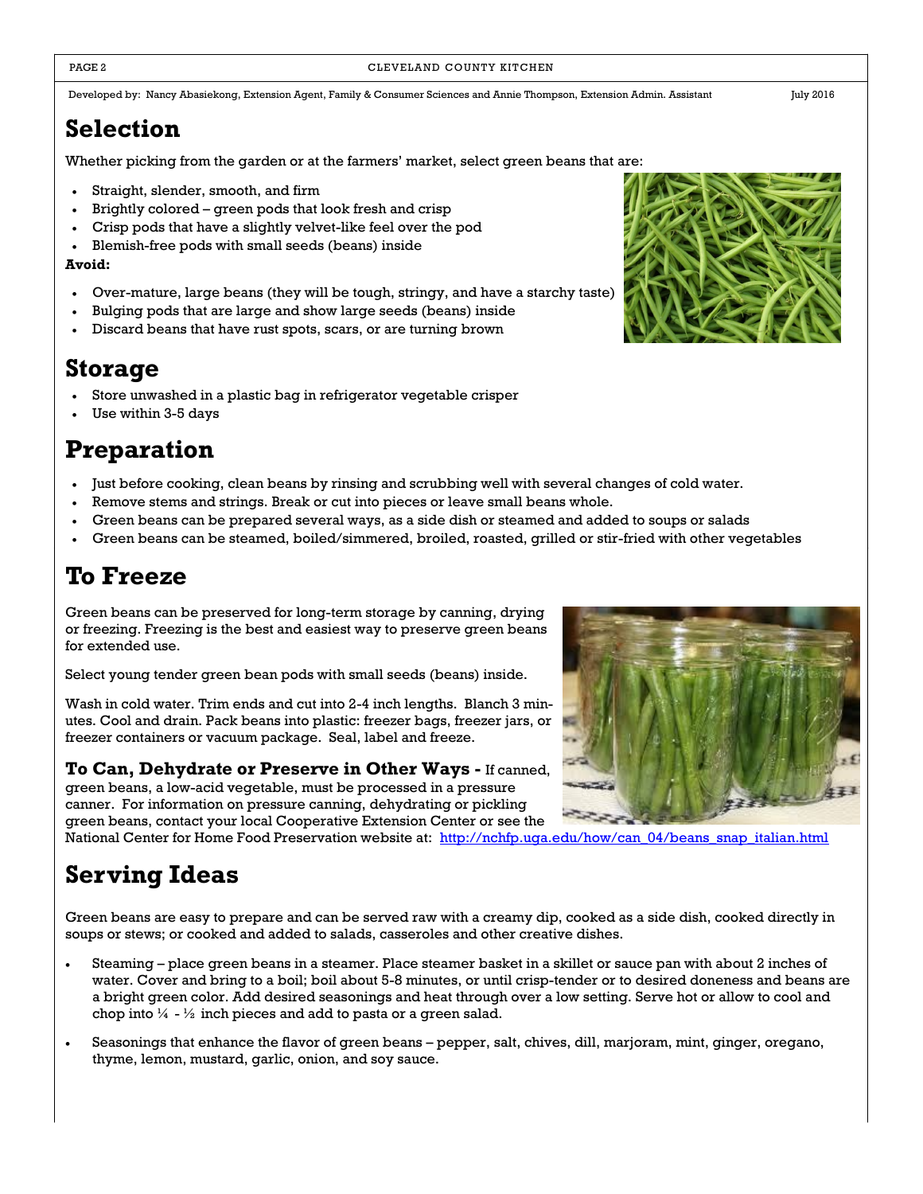Developed by: Nancy Abasiekong, Extension Agent, Family & Consumer Sciences and Annie Thompson, Extension Admin. Assistant July 2016

# Selection

Whether picking from the garden or at the farmers' market, select green beans that are:

- Straight, slender, smooth, and firm
- Brightly colored – green pods that look fresh and crisp
- Crisp pods that have a slightly velvet-like feel over the pod
- Blemish-free pods with small seeds (beans) inside

**Avoid:**

- Over-mature, large beans (they will be tough, stringy, and have a starchy taste)
- Bulging pods that are large and show large seeds (beans) inside
- Discard beans that have rust spots, scars, or are turning brown

# Storage

- Store unwashed in a plastic bag in refrigerator vegetable crisper
- Use within 3-5 days

# Preparation

- Just before cooking, clean beans by rinsing and scrubbing well with several changes of cold water.
- Remove stems and strings. Break or cut into pieces or leave small beans whole.
- Green beans can be prepared several ways, as a side dish or steamed and added to soups or salads
- Green beans can be steamed, boiled/simmered, broiled, roasted, grilled or stir-fried with other vegetables

# To Freeze

Green beans can be preserved for long-term storage by canning, drying or freezing. Freezing is the best and easiest way to preserve green beans for extended use.

Select young tender green bean pods with small seeds (beans) inside.

Wash in cold water. Trim ends and cut into 2-4 inch lengths. Blanch 3 minutes. Cool and drain. Pack beans into plastic: freezer bags, freezer jars, or freezer containers or vacuum package. Seal, label and freeze.

**To Can, Dehydrate or Preserve in Other Ways -** If canned, green beans, a low-acid vegetable, must be processed in a pressure canner. For information on pressure canning, dehydrating or pickling green beans, contact your local Cooperative Extension Center or see the National Center for Home Food Preservation website at: http://nchfp.uga.edu/how/can_04/beans_snap_italian.html

# Serving Ideas

Green beans are easy to prepare and can be served raw with a creamy dip, cooked as a side dish, cooked directly in soups or stews; or cooked and added to salads, casseroles and other creative dishes.

- Steaming – place green beans in a steamer. Place steamer basket in a skillet or sauce pan with about 2 inches of water. Cover and bring to a boil; boil about 5-8 minutes, or until crisp-tender or to desired doneness and beans are a bright green color. Add desired seasonings and heat through over a low setting. Serve hot or allow to cool and chop into ¼ - ½ inch pieces and add to pasta or a green salad.
- Seasonings that enhance the flavor of green beans – pepper, salt, chives, dill, marjoram, mint, ginger, oregano, thyme, lemon, mustard, garlic, onion, and soy sauce.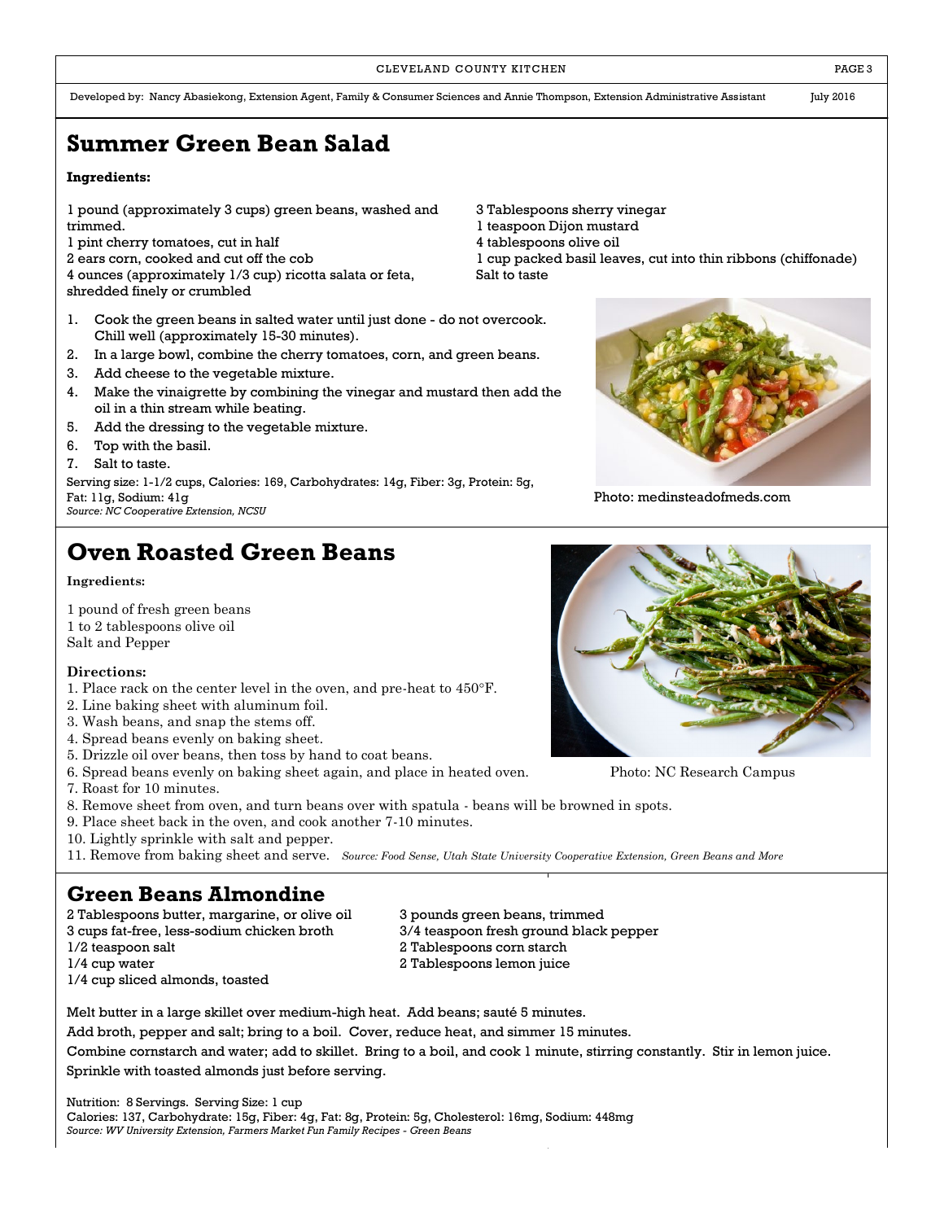Developed by: Nancy Abasiekong, Extension Agent, Family & Consumer Sciences and Annie Thompson, Extension Administrative Assistant July 2016

# Summer Green Bean Salad

**Ingredients:**

1 pound (approximately 3 cups) green beans, washed and trimmed.
1 pint cherry tomatoes, cut in half
2 ears corn, cooked and cut off the cob
4 ounces (approximately 1/3 cup) ricotta salata or feta, shredded finely or crumbled
3 Tablespoons sherry vinegar
1 teaspoon Dijon mustard
4 tablespoons olive oil
1 cup packed basil leaves, cut into thin ribbons (chiffonade)
Salt to taste

1. Cook the green beans in salted water until just done - do not overcook. Chill well (approximately 15-30 minutes).
2. In a large bowl, combine the cherry tomatoes, corn, and green beans.
3. Add cheese to the vegetable mixture.
4. Make the vinaigrette by combining the vinegar and mustard then add the oil in a thin stream while beating.
5. Add the dressing to the vegetable mixture.
6. Top with the basil.
7. Salt to taste.

Serving size: 1-1/2 cups, Calories: 169, Carbohydrates: 14g, Fiber: 3g, Protein: 5g, Fat: 11g, Sodium: 41g
*Source: NC Cooperative Extension, NCSU*

Photo: medinsteadofmeds.com

# Oven Roasted Green Beans

**Ingredients:**

1 pound of fresh green beans
1 to 2 tablespoons olive oil
Salt and Pepper

**Directions:**

1. Place rack on the center level in the oven, and pre-heat to 450°F.
2. Line baking sheet with aluminum foil.
3. Wash beans, and snap the stems off.
4. Spread beans evenly on baking sheet.
5. Drizzle oil over beans, then toss by hand to coat beans.
6. Spread beans evenly on baking sheet again, and place in heated oven.
7. Roast for 10 minutes.
8. Remove sheet from oven, and turn beans over with spatula - beans will be browned in spots.
9. Place sheet back in the oven, and cook another 7-10 minutes.
10. Lightly sprinkle with salt and pepper.
11. Remove from baking sheet and serve.

*Source: Food Sense, Utah State University Cooperative Extension, Green Beans and More*

Photo: NC Research Campus

# Green Beans Almondine

2 Tablespoons butter, margarine, or olive oil
3 cups fat-free, less-sodium chicken broth
1/2 teaspoon salt
1/4 cup water
1/4 cup sliced almonds, toasted
3 pounds green beans, trimmed
3/4 teaspoon fresh ground black pepper
2 Tablespoons corn starch
2 Tablespoons lemon juice

Melt butter in a large skillet over medium-high heat. Add beans; sauté 5 minutes.

Add broth, pepper and salt; bring to a boil. Cover, reduce heat, and simmer 15 minutes.

Combine cornstarch and water; add to skillet. Bring to a boil, and cook 1 minute, stirring constantly. Stir in lemon juice.

Sprinkle with toasted almonds just before serving.

Nutrition: 8 Servings. Serving Size: 1 cup
Calories: 137, Carbohydrate: 15g, Fiber: 4g, Fat: 8g, Protein: 5g, Cholesterol: 16mg, Sodium: 448mg
*Source: WV University Extension, Farmers Market Fun Family Recipes - Green Beans*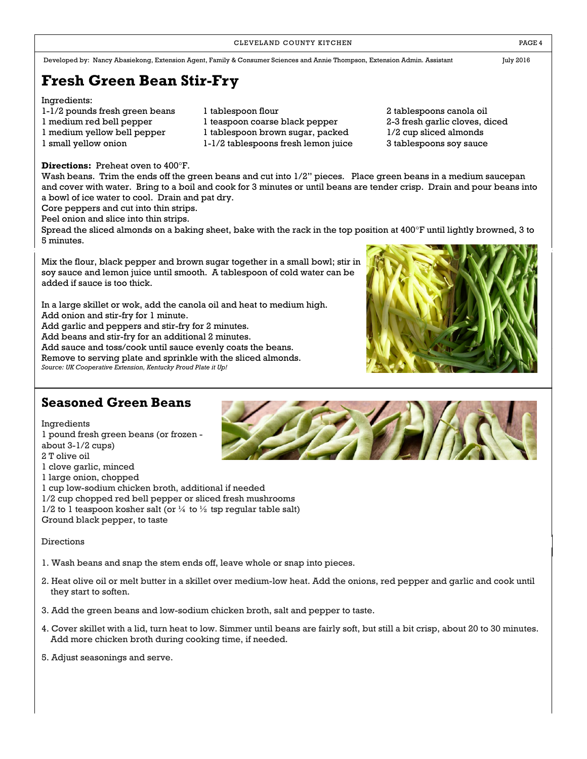Developed by: Nancy Abasiekong, Extension Agent, Family & Consumer Sciences and Annie Thompson, Extension Admin. Assistant July 2016

# Fresh Green Bean Stir-Fry

Ingredients:

- 1-1/2 pounds fresh green beans
- 1 medium red bell pepper
- 1 medium yellow bell pepper
- 1 small yellow onion
- 1 tablespoon flour
- 1 teaspoon coarse black pepper
- 1 tablespoon brown sugar, packed
- 1-1/2 tablespoons fresh lemon juice
- 2 tablespoons canola oil
- 2-3 fresh garlic cloves, diced
- 1/2 cup sliced almonds
- 3 tablespoons soy sauce

**Directions:** Preheat oven to 400°F.

Wash beans. Trim the ends off the green beans and cut into 1/2" pieces. Place green beans in a medium saucepan and cover with water. Bring to a boil and cook for 3 minutes or until beans are tender crisp. Drain and pour beans into a bowl of ice water to cool. Drain and pat dry.

Core peppers and cut into thin strips.

Peel onion and slice into thin strips.

Spread the sliced almonds on a baking sheet, bake with the rack in the top position at 400°F until lightly browned, 3 to 5 minutes.

Mix the flour, black pepper and brown sugar together in a small bowl; stir in soy sauce and lemon juice until smooth. A tablespoon of cold water can be added if sauce is too thick.

In a large skillet or wok, add the canola oil and heat to medium high.
Add onion and stir-fry for 1 minute.
Add garlic and peppers and stir-fry for 2 minutes.
Add beans and stir-fry for an additional 2 minutes.
Add sauce and toss/cook until sauce evenly coats the beans.
Remove to serving plate and sprinkle with the sliced almonds.

*Source: UK Cooperative Extension, Kentucky Proud Plate it Up!*

# Seasoned Green Beans

Ingredients

- 1 pound fresh green beans (or frozen - about 3-1/2 cups)
- 2 T olive oil
- 1 clove garlic, minced
- 1 large onion, chopped
- 1 cup low-sodium chicken broth, additional if needed
- 1/2 cup chopped red bell pepper or sliced fresh mushrooms
- 1/2 to 1 teaspoon kosher salt (or ¼ to ½ tsp regular table salt)
- Ground black pepper, to taste

Directions

1. Wash beans and snap the stem ends off, leave whole or snap into pieces.
2. Heat olive oil or melt butter in a skillet over medium-low heat. Add the onions, red pepper and garlic and cook until they start to soften.
3. Add the green beans and low-sodium chicken broth, salt and pepper to taste.
4. Cover skillet with a lid, turn heat to low. Simmer until beans are fairly soft, but still a bit crisp, about 20 to 30 minutes. Add more chicken broth during cooking time, if needed.
5. Adjust seasonings and serve.